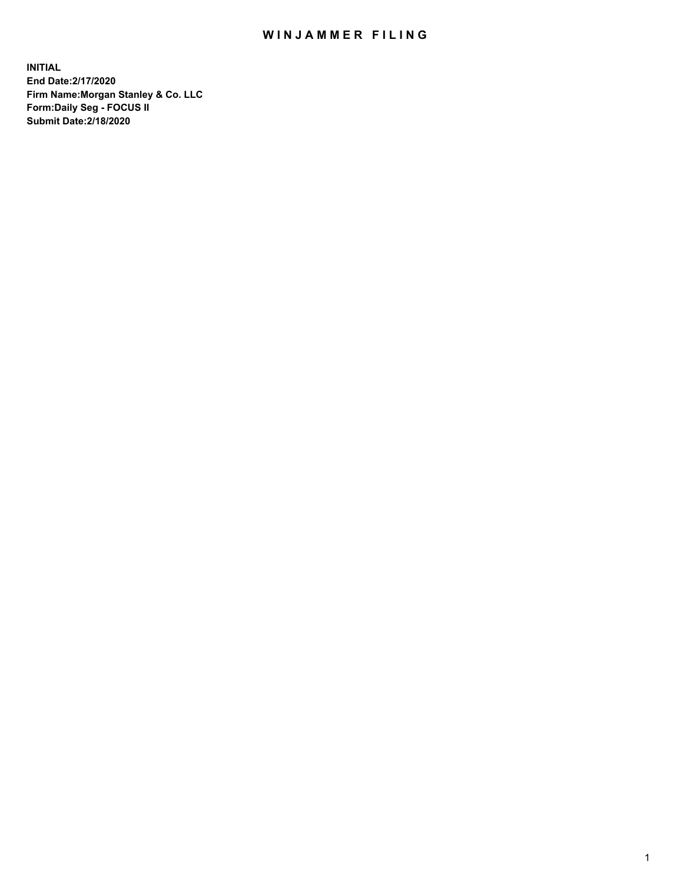# WINJAMMER FILING

**INITIAL**
**End Date:2/17/2020**
**Firm Name:Morgan Stanley & Co. LLC**
**Form:Daily Seg - FOCUS II**
**Submit Date:2/18/2020**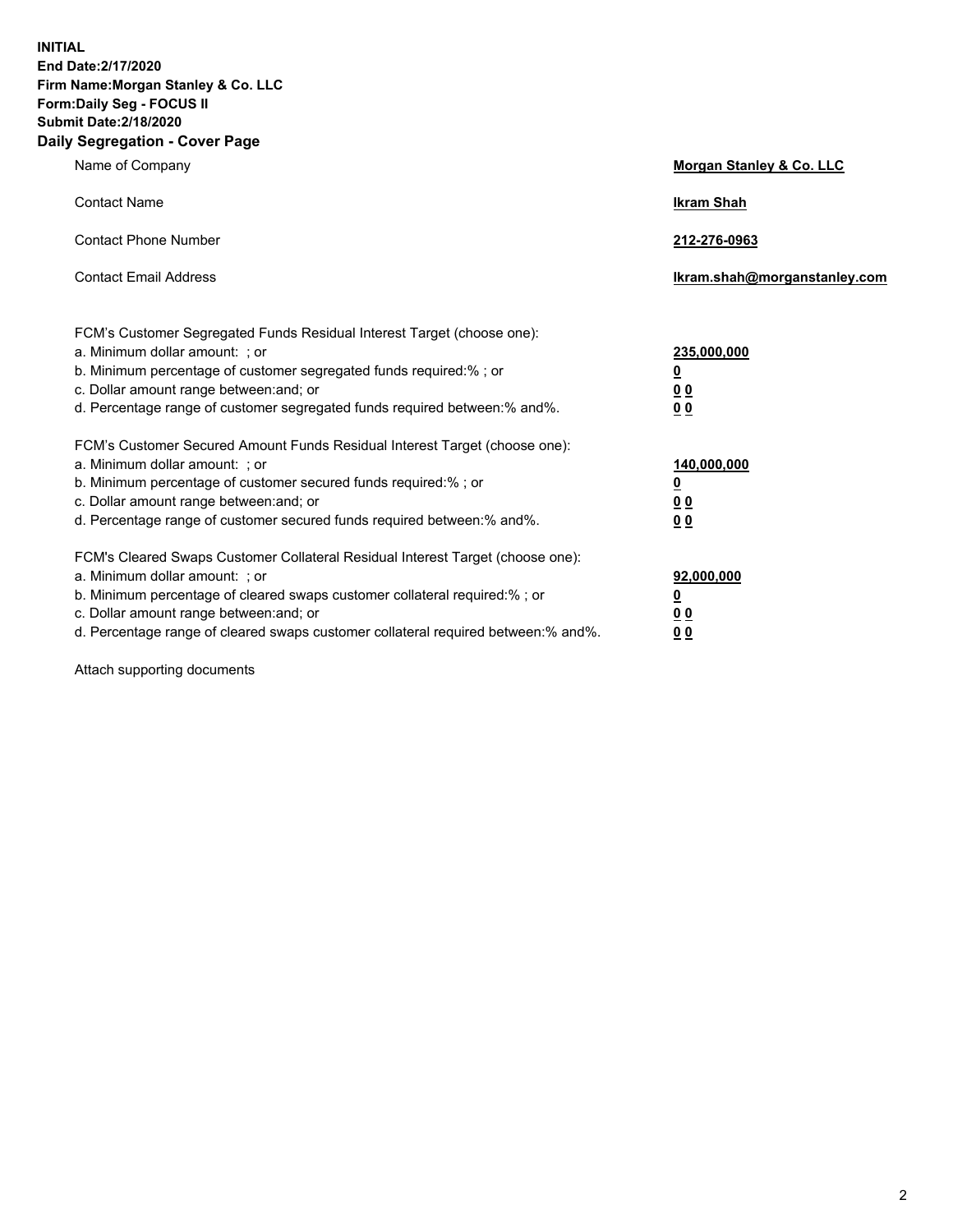**INITIAL**
**End Date:2/17/2020**
**Firm Name:Morgan Stanley & Co. LLC**
**Form:Daily Seg - FOCUS II**
**Submit Date:2/18/2020**
**Daily Segregation - Cover Page**

| | |
|---|---|
| Name of Company | **Morgan Stanley & Co. LLC** |
| Contact Name | **Ikram Shah** |
| Contact Phone Number | **212-276-0963** |
| Contact Email Address | **Ikram.shah@morganstanley.com** |

FCM's Customer Segregated Funds Residual Interest Target (choose one):

| | |
|---|---|
| a. Minimum dollar amount: ; or | **235,000,000** |
| b. Minimum percentage of customer segregated funds required:% ; or | **0** |
| c. Dollar amount range between:and; or | **0 0** |
| d. Percentage range of customer segregated funds required between:% and%. | **0 0** |

FCM's Customer Secured Amount Funds Residual Interest Target (choose one):

| | |
|---|---|
| a. Minimum dollar amount: ; or | **140,000,000** |
| b. Minimum percentage of customer secured funds required:% ; or | **0** |
| c. Dollar amount range between:and; or | **0 0** |
| d. Percentage range of customer secured funds required between:% and%. | **0 0** |

FCM's Cleared Swaps Customer Collateral Residual Interest Target (choose one):

| | |
|---|---|
| a. Minimum dollar amount: ; or | **92,000,000** |
| b. Minimum percentage of cleared swaps customer collateral required:% ; or | **0** |
| c. Dollar amount range between:and; or | **0 0** |
| d. Percentage range of cleared swaps customer collateral required between:% and%. | **0 0** |

Attach supporting documents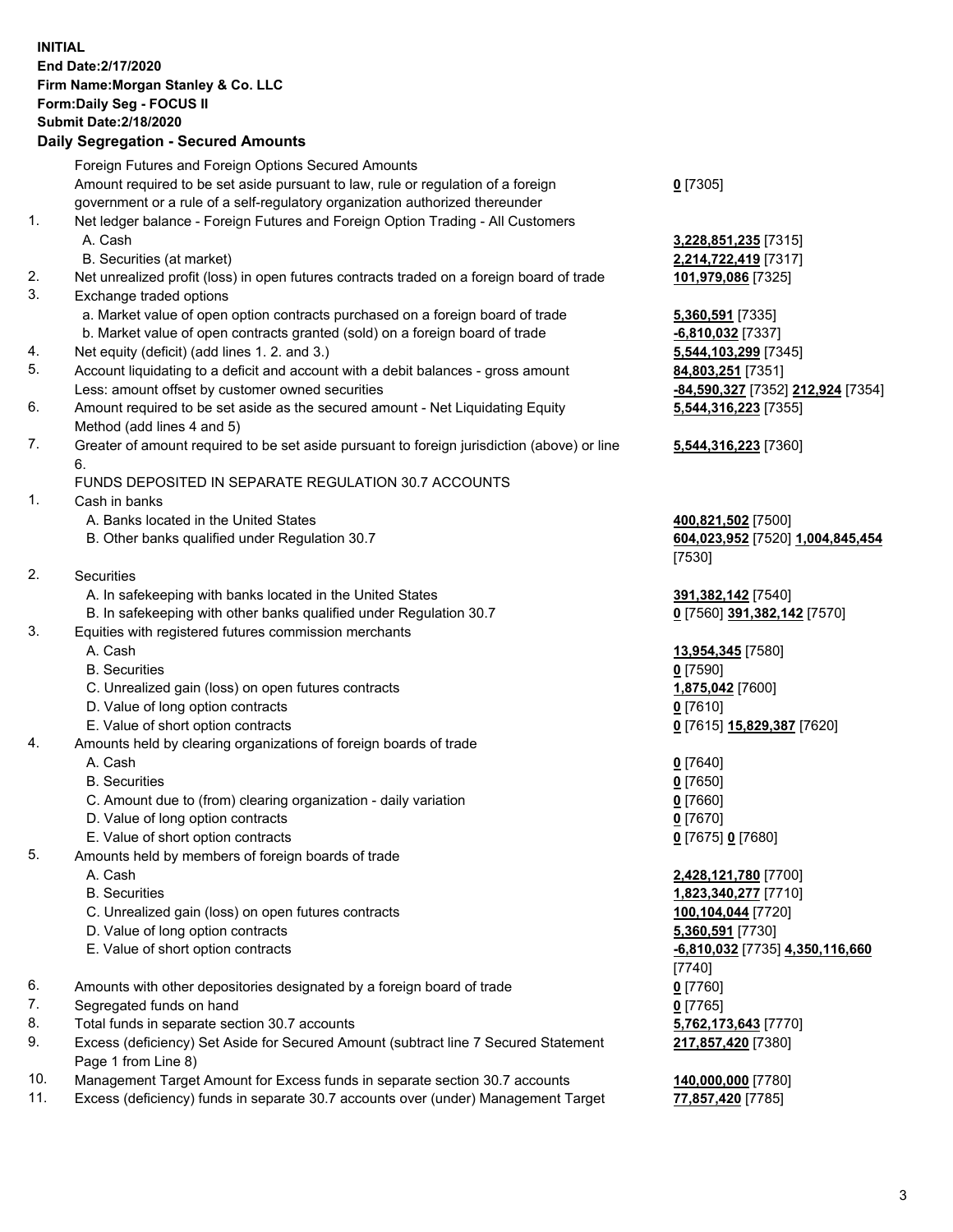**INITIAL**
**End Date:2/17/2020**
**Firm Name:Morgan Stanley & Co. LLC**
**Form:Daily Seg - FOCUS II**
**Submit Date:2/18/2020**

## Daily Segregation - Secured Amounts

| | | |
|---|---|---|
| | Foreign Futures and Foreign Options Secured Amounts | |
| | Amount required to be set aside pursuant to law, rule or regulation of a foreign government or a rule of a self-regulatory organization authorized thereunder | **0** [7305] |
| 1. | Net ledger balance - Foreign Futures and Foreign Option Trading - All Customers | |
| | A. Cash | **3,228,851,235** [7315] |
| | B. Securities (at market) | **2,214,722,419** [7317] |
| 2. | Net unrealized profit (loss) in open futures contracts traded on a foreign board of trade | **101,979,086** [7325] |
| 3. | Exchange traded options | |
| | a. Market value of open option contracts purchased on a foreign board of trade | **5,360,591** [7335] |
| | b. Market value of open contracts granted (sold) on a foreign board of trade | **-6,810,032** [7337] |
| 4. | Net equity (deficit) (add lines 1. 2. and 3.) | **5,544,103,299** [7345] |
| 5. | Account liquidating to a deficit and account with a debit balances - gross amount | **84,803,251** [7351] |
| | Less: amount offset by customer owned securities | **-84,590,327** [7352] **212,924** [7354] |
| 6. | Amount required to be set aside as the secured amount - Net Liquidating Equity Method (add lines 4 and 5) | **5,544,316,223** [7355] |
| 7. | Greater of amount required to be set aside pursuant to foreign jurisdiction (above) or line 6. | **5,544,316,223** [7360] |
| | FUNDS DEPOSITED IN SEPARATE REGULATION 30.7 ACCOUNTS | |
| 1. | Cash in banks | |
| | A. Banks located in the United States | **400,821,502** [7500] |
| | B. Other banks qualified under Regulation 30.7 | **604,023,952** [7520] **1,004,845,454** [7530] |
| 2. | Securities | |
| | A. In safekeeping with banks located in the United States | **391,382,142** [7540] |
| | B. In safekeeping with other banks qualified under Regulation 30.7 | **0** [7560] **391,382,142** [7570] |
| 3. | Equities with registered futures commission merchants | |
| | A. Cash | **13,954,345** [7580] |
| | B. Securities | **0** [7590] |
| | C. Unrealized gain (loss) on open futures contracts | **1,875,042** [7600] |
| | D. Value of long option contracts | **0** [7610] |
| | E. Value of short option contracts | **0** [7615] **15,829,387** [7620] |
| 4. | Amounts held by clearing organizations of foreign boards of trade | |
| | A. Cash | **0** [7640] |
| | B. Securities | **0** [7650] |
| | C. Amount due to (from) clearing organization - daily variation | **0** [7660] |
| | D. Value of long option contracts | **0** [7670] |
| | E. Value of short option contracts | **0** [7675] **0** [7680] |
| 5. | Amounts held by members of foreign boards of trade | |
| | A. Cash | **2,428,121,780** [7700] |
| | B. Securities | **1,823,340,277** [7710] |
| | C. Unrealized gain (loss) on open futures contracts | **100,104,044** [7720] |
| | D. Value of long option contracts | **5,360,591** [7730] |
| | E. Value of short option contracts | **-6,810,032** [7735] **4,350,116,660** [7740] |
| 6. | Amounts with other depositories designated by a foreign board of trade | **0** [7760] |
| 7. | Segregated funds on hand | **0** [7765] |
| 8. | Total funds in separate section 30.7 accounts | **5,762,173,643** [7770] |
| 9. | Excess (deficiency) Set Aside for Secured Amount (subtract line 7 Secured Statement Page 1 from Line 8) | **217,857,420** [7380] |
| 10. | Management Target Amount for Excess funds in separate section 30.7 accounts | **140,000,000** [7780] |
| 11. | Excess (deficiency) funds in separate 30.7 accounts over (under) Management Target | **77,857,420** [7785] |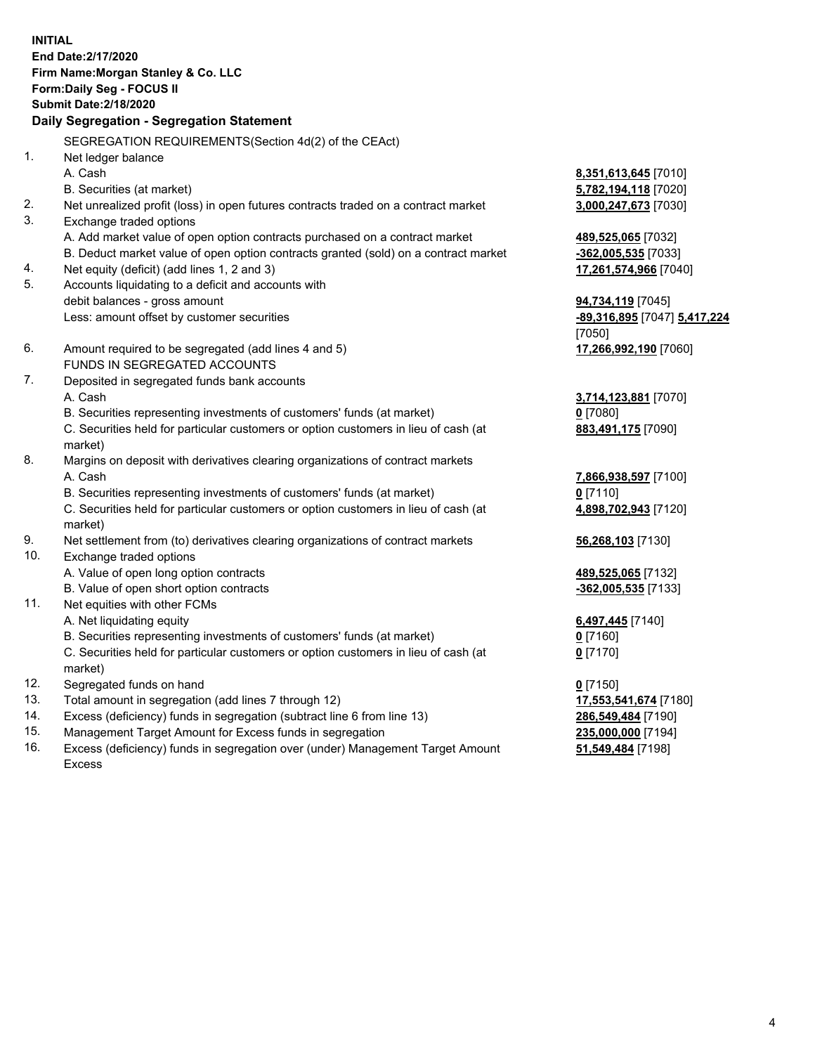**INITIAL**
**End Date:2/17/2020**
**Firm Name:Morgan Stanley & Co. LLC**
**Form:Daily Seg - FOCUS II**
**Submit Date:2/18/2020**
**Daily Segregation - Segregation Statement**

| | | |
|---|---|---|
| | SEGREGATION REQUIREMENTS(Section 4d(2) of the CEAct) | |
| 1. | Net ledger balance | |
| | A. Cash | **8,351,613,645** [7010] |
| | B. Securities (at market) | **5,782,194,118** [7020] |
| 2. | Net unrealized profit (loss) in open futures contracts traded on a contract market | **3,000,247,673** [7030] |
| 3. | Exchange traded options | |
| | A. Add market value of open option contracts purchased on a contract market | **489,525,065** [7032] |
| | B. Deduct market value of open option contracts granted (sold) on a contract market | **-362,005,535** [7033] |
| 4. | Net equity (deficit) (add lines 1, 2 and 3) | **17,261,574,966** [7040] |
| 5. | Accounts liquidating to a deficit and accounts with debit balances - gross amount | **94,734,119** [7045] |
| | Less: amount offset by customer securities | **-89,316,895** [7047] **5,417,224** [7050] |
| 6. | Amount required to be segregated (add lines 4 and 5) | **17,266,992,190** [7060] |
| | FUNDS IN SEGREGATED ACCOUNTS | |
| 7. | Deposited in segregated funds bank accounts | |
| | A. Cash | **3,714,123,881** [7070] |
| | B. Securities representing investments of customers' funds (at market) | **0** [7080] |
| | C. Securities held for particular customers or option customers in lieu of cash (at market) | **883,491,175** [7090] |
| 8. | Margins on deposit with derivatives clearing organizations of contract markets | |
| | A. Cash | **7,866,938,597** [7100] |
| | B. Securities representing investments of customers' funds (at market) | **0** [7110] |
| | C. Securities held for particular customers or option customers in lieu of cash (at market) | **4,898,702,943** [7120] |
| 9. | Net settlement from (to) derivatives clearing organizations of contract markets | **56,268,103** [7130] |
| 10. | Exchange traded options | |
| | A. Value of open long option contracts | **489,525,065** [7132] |
| | B. Value of open short option contracts | **-362,005,535** [7133] |
| 11. | Net equities with other FCMs | |
| | A. Net liquidating equity | **6,497,445** [7140] |
| | B. Securities representing investments of customers' funds (at market) | **0** [7160] |
| | C. Securities held for particular customers or option customers in lieu of cash (at market) | **0** [7170] |
| 12. | Segregated funds on hand | **0** [7150] |
| 13. | Total amount in segregation (add lines 7 through 12) | **17,553,541,674** [7180] |
| 14. | Excess (deficiency) funds in segregation (subtract line 6 from line 13) | **286,549,484** [7190] |
| 15. | Management Target Amount for Excess funds in segregation | **235,000,000** [7194] |
| 16. | Excess (deficiency) funds in segregation over (under) Management Target Amount Excess | **51,549,484** [7198] |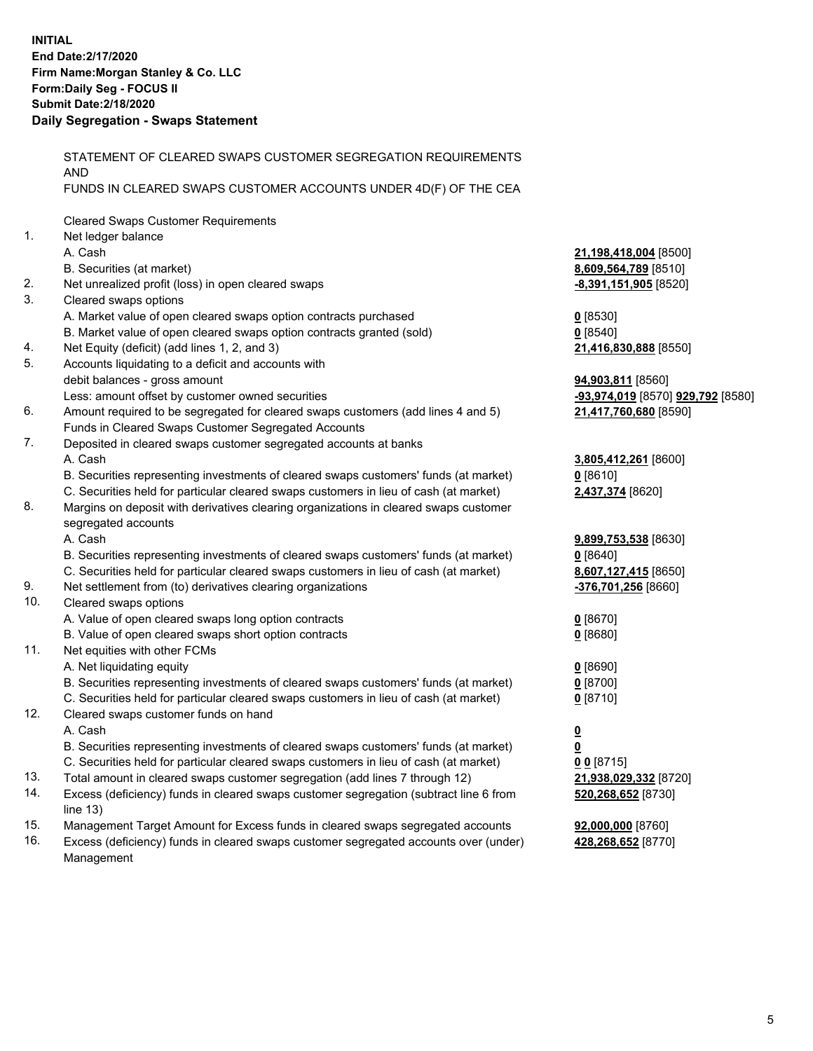**INITIAL**
**End Date:2/17/2020**
**Firm Name:Morgan Stanley & Co. LLC**
**Form:Daily Seg - FOCUS II**
**Submit Date:2/18/2020**
**Daily Segregation - Swaps Statement**

STATEMENT OF CLEARED SWAPS CUSTOMER SEGREGATION REQUIREMENTS AND FUNDS IN CLEARED SWAPS CUSTOMER ACCOUNTS UNDER 4D(F) OF THE CEA

| | | |
|---|---|---|
| | Cleared Swaps Customer Requirements | |
| 1. | Net ledger balance | |
| | A. Cash | **21,198,418,004** [8500] |
| | B. Securities (at market) | **8,609,564,789** [8510] |
| 2. | Net unrealized profit (loss) in open cleared swaps | **-8,391,151,905** [8520] |
| 3. | Cleared swaps options | |
| | A. Market value of open cleared swaps option contracts purchased | **0** [8530] |
| | B. Market value of open cleared swaps option contracts granted (sold) | **0** [8540] |
| 4. | Net Equity (deficit) (add lines 1, 2, and 3) | **21,416,830,888** [8550] |
| 5. | Accounts liquidating to a deficit and accounts with | |
| | debit balances - gross amount | **94,903,811** [8560] |
| | Less: amount offset by customer owned securities | **-93,974,019** [8570] **929,792** [8580] |
| 6. | Amount required to be segregated for cleared swaps customers (add lines 4 and 5) | **21,417,760,680** [8590] |
| | Funds in Cleared Swaps Customer Segregated Accounts | |
| 7. | Deposited in cleared swaps customer segregated accounts at banks | |
| | A. Cash | **3,805,412,261** [8600] |
| | B. Securities representing investments of cleared swaps customers' funds (at market) | **0** [8610] |
| | C. Securities held for particular cleared swaps customers in lieu of cash (at market) | **2,437,374** [8620] |
| 8. | Margins on deposit with derivatives clearing organizations in cleared swaps customer segregated accounts | |
| | A. Cash | **9,899,753,538** [8630] |
| | B. Securities representing investments of cleared swaps customers' funds (at market) | **0** [8640] |
| | C. Securities held for particular cleared swaps customers in lieu of cash (at market) | **8,607,127,415** [8650] |
| 9. | Net settlement from (to) derivatives clearing organizations | **-376,701,256** [8660] |
| 10. | Cleared swaps options | |
| | A. Value of open cleared swaps long option contracts | **0** [8670] |
| | B. Value of open cleared swaps short option contracts | **0** [8680] |
| 11. | Net equities with other FCMs | |
| | A. Net liquidating equity | **0** [8690] |
| | B. Securities representing investments of cleared swaps customers' funds (at market) | **0** [8700] |
| | C. Securities held for particular cleared swaps customers in lieu of cash (at market) | **0** [8710] |
| 12. | Cleared swaps customer funds on hand | |
| | A. Cash | **0** |
| | B. Securities representing investments of cleared swaps customers' funds (at market) | **0** |
| | C. Securities held for particular cleared swaps customers in lieu of cash (at market) | **0** **0** [8715] |
| 13. | Total amount in cleared swaps customer segregation (add lines 7 through 12) | **21,938,029,332** [8720] |
| 14. | Excess (deficiency) funds in cleared swaps customer segregation (subtract line 6 from line 13) | **520,268,652** [8730] |
| 15. | Management Target Amount for Excess funds in cleared swaps segregated accounts | **92,000,000** [8760] |
| 16. | Excess (deficiency) funds in cleared swaps customer segregated accounts over (under) Management | **428,268,652** [8770] |